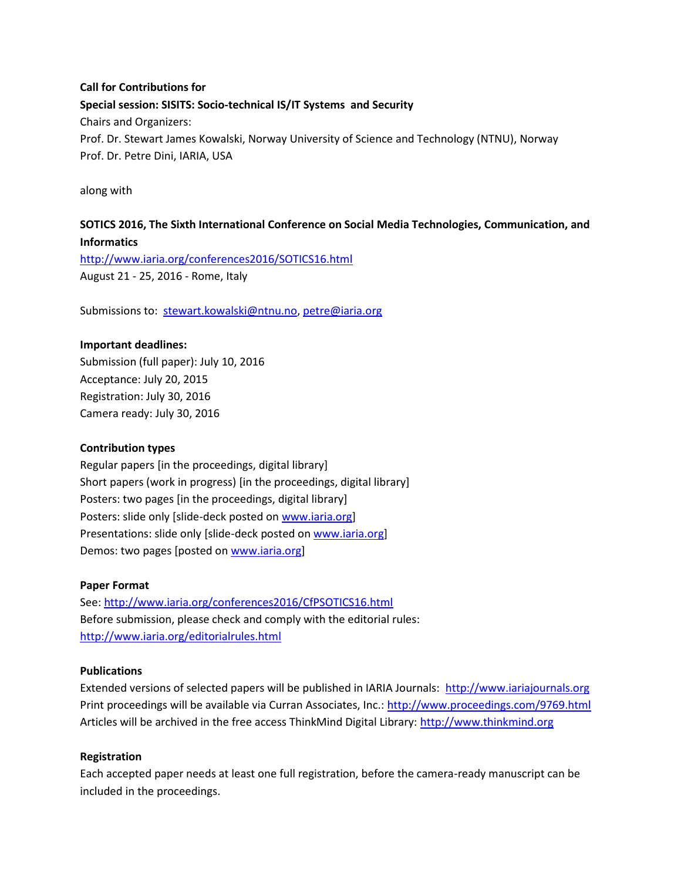**Call for Contributions for**

**Special session: SISITS: Socio-technical IS/IT Systems and Security**

Chairs and Organizers:

Prof. Dr. Stewart James Kowalski, Norway University of Science and Technology (NTNU), Norway

Prof. Dr. Petre Dini, IARIA, USA

along with

**SOTICS 2016, The Sixth International Conference on Social Media Technologies, Communication, and Informatics**

http://www.iaria.org/conferences2016/SOTICS16.html

August 21 - 25, 2016 - Rome, Italy

Submissions to: stewart.kowalski@ntnu.no, petre@iaria.org

**Important deadlines:**

Submission (full paper): July 10, 2016

Acceptance: July 20, 2015

Registration: July 30, 2016

Camera ready: July 30, 2016

**Contribution types**

Regular papers [in the proceedings, digital library]

Short papers (work in progress) [in the proceedings, digital library]

Posters: two pages [in the proceedings, digital library]

Posters: slide only [slide-deck posted on www.iaria.org]

Presentations: slide only [slide-deck posted on www.iaria.org]

Demos: two pages [posted on www.iaria.org]

**Paper Format**

See: http://www.iaria.org/conferences2016/CfPSOTICS16.html

Before submission, please check and comply with the editorial rules: http://www.iaria.org/editorialrules.html

**Publications**

Extended versions of selected papers will be published in IARIA Journals: http://www.iariajournals.org

Print proceedings will be available via Curran Associates, Inc.: http://www.proceedings.com/9769.html

Articles will be archived in the free access ThinkMind Digital Library: http://www.thinkmind.org

**Registration**

Each accepted paper needs at least one full registration, before the camera-ready manuscript can be included in the proceedings.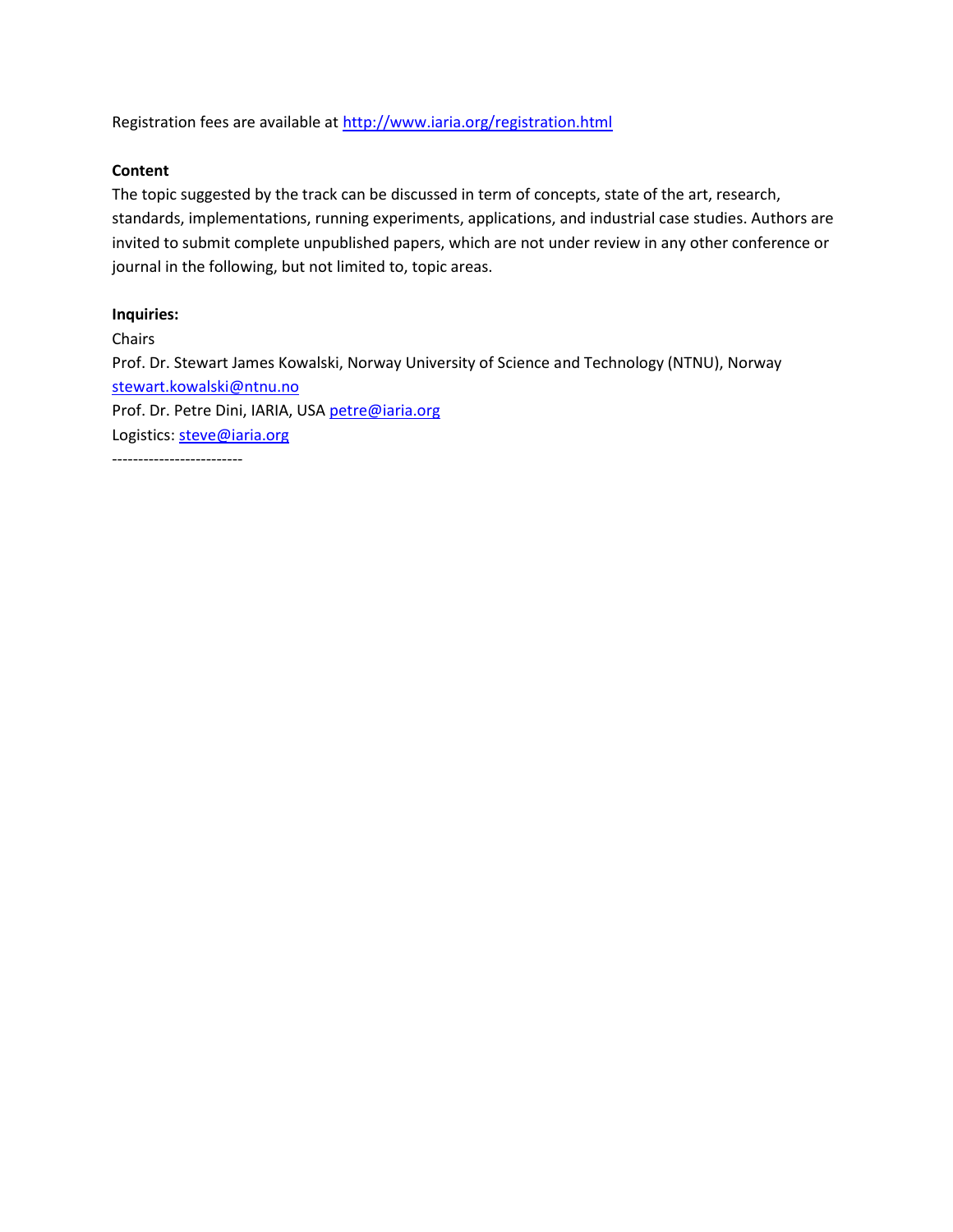Registration fees are available at http://www.iaria.org/registration.html

**Content**

The topic suggested by the track can be discussed in term of concepts, state of the art, research, standards, implementations, running experiments, applications, and industrial case studies. Authors are invited to submit complete unpublished papers, which are not under review in any other conference or journal in the following, but not limited to, topic areas.

**Inquiries:**

Chairs

Prof. Dr. Stewart James Kowalski, Norway University of Science and Technology (NTNU), Norway stewart.kowalski@ntnu.no

Prof. Dr. Petre Dini, IARIA, USA petre@iaria.org

Logistics: steve@iaria.org

-------------------------